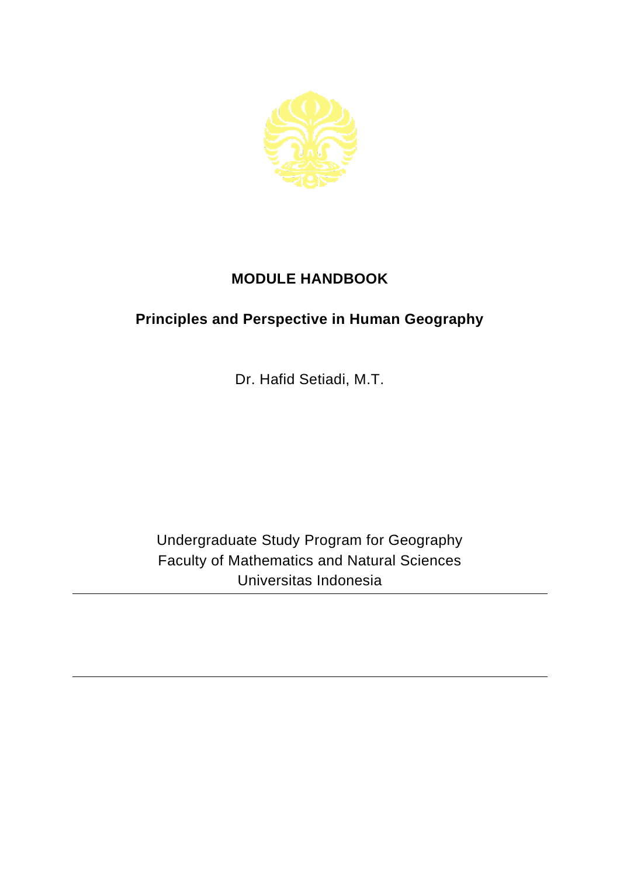# MODULE HANDBOOK

## Principles and Perspective in Human Geography

Dr. Hafid Setiadi, M.T.

Undergraduate Study Program for Geography
Faculty of Mathematics and Natural Sciences
Universitas Indonesia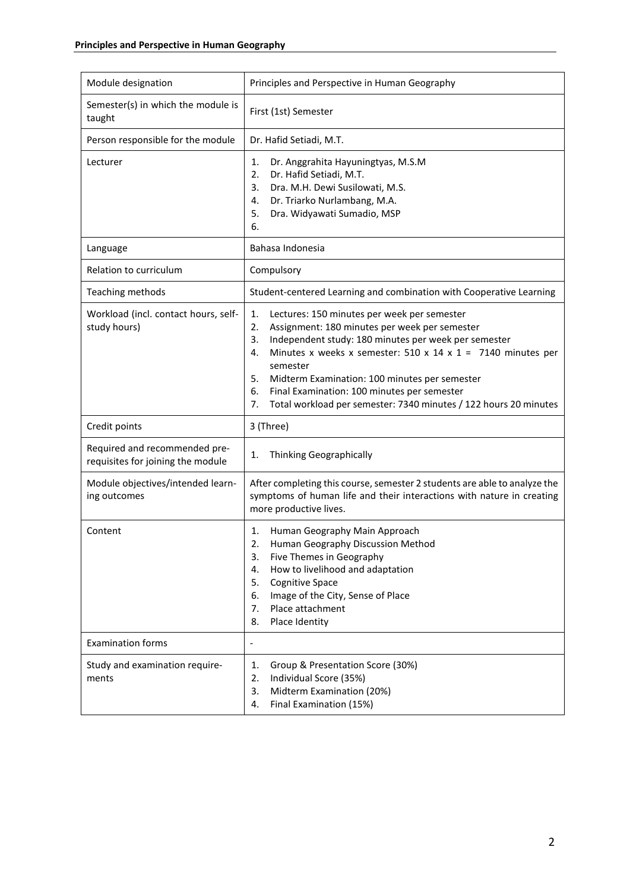| Module designation | Principles and Perspective in Human Geography |
| --- | --- |
| Semester(s) in which the module is taught | First (1st) Semester |
| Person responsible for the module | Dr. Hafid Setiadi, M.T. |
| Lecturer | 1. Dr. Anggrahita Hayuningtyas, M.S.M<br>2. Dr. Hafid Setiadi, M.T.<br>3. Dra. M.H. Dewi Susilowati, M.S.<br>4. Dr. Triarko Nurlambang, M.A.<br>5. Dra. Widyawati Sumadio, MSP<br>6. |
| Language | Bahasa Indonesia |
| Relation to curriculum | Compulsory |
| Teaching methods | Student-centered Learning and combination with Cooperative Learning |
| Workload (incl. contact hours, self-study hours) | 1. Lectures: 150 minutes per week per semester<br>2. Assignment: 180 minutes per week per semester<br>3. Independent study: 180 minutes per week per semester<br>4. Minutes x weeks x semester: 510 x 14 x 1 = 7140 minutes per semester<br>5. Midterm Examination: 100 minutes per semester<br>6. Final Examination: 100 minutes per semester<br>7. Total workload per semester: 7340 minutes / 122 hours 20 minutes |
| Credit points | 3 (Three) |
| Required and recommended pre-requisites for joining the module | 1. Thinking Geographically |
| Module objectives/intended learning outcomes | After completing this course, semester 2 students are able to analyze the symptoms of human life and their interactions with nature in creating more productive lives. |
| Content | 1. Human Geography Main Approach<br>2. Human Geography Discussion Method<br>3. Five Themes in Geography<br>4. How to livelihood and adaptation<br>5. Cognitive Space<br>6. Image of the City, Sense of Place<br>7. Place attachment<br>8. Place Identity |
| Examination forms | - |
| Study and examination requirements | 1. Group & Presentation Score (30%)<br>2. Individual Score (35%)<br>3. Midterm Examination (20%)<br>4. Final Examination (15%) |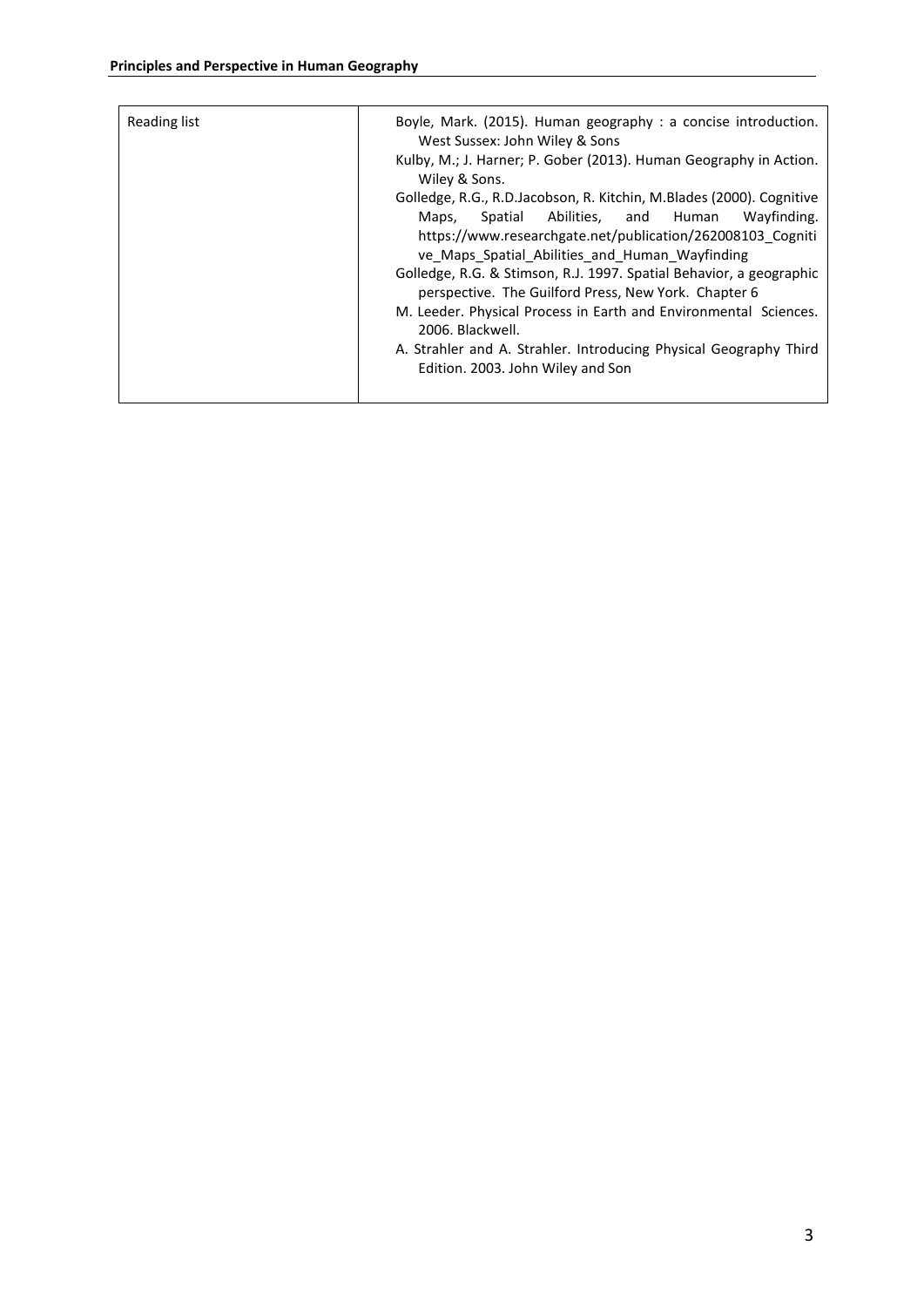| | |
|---|---|
| Reading list | Boyle, Mark. (2015). Human geography : a concise introduction. West Sussex: John Wiley & Sons<br>Kulby, M.; J. Harner; P. Gober (2013). Human Geography in Action. Wiley & Sons.<br>Golledge, R.G., R.D.Jacobson, R. Kitchin, M.Blades (2000). Cognitive Maps, Spatial Abilities, and Human Wayfinding. https://www.researchgate.net/publication/262008103_Cognitive_Maps_Spatial_Abilities_and_Human_Wayfinding<br>Golledge, R.G. & Stimson, R.J. 1997. Spatial Behavior, a geographic perspective. The Guilford Press, New York. Chapter 6<br>M. Leeder. Physical Process in Earth and Environmental Sciences. 2006. Blackwell.<br>A. Strahler and A. Strahler. Introducing Physical Geography Third Edition. 2003. John Wiley and Son |